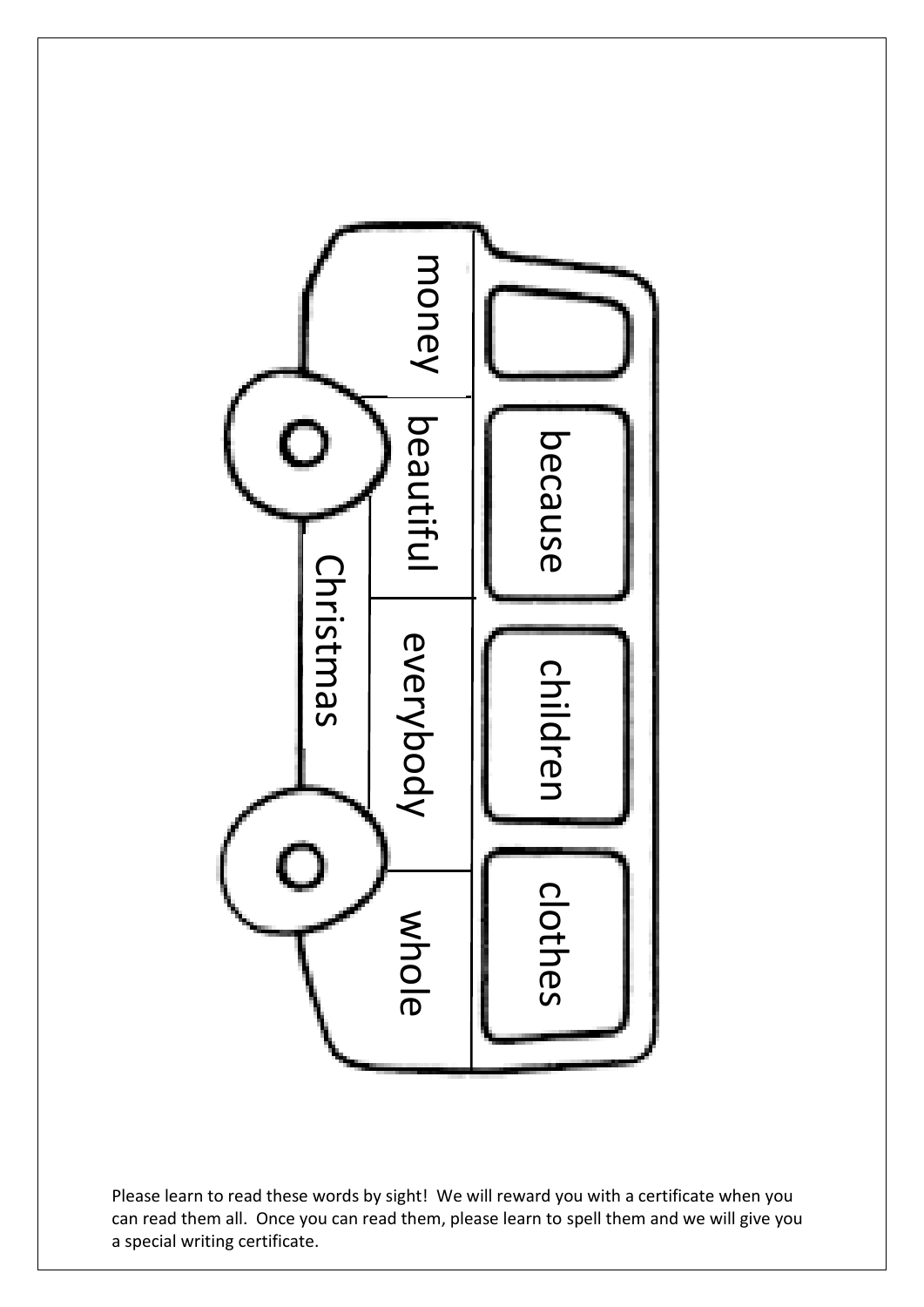money

beautiful

Christmas

everybody

whole

because

children

clothes

Please learn to read these words by sight! We will reward you with a certificate when you can read them all. Once you can read them, please learn to spell them and we will give you a special writing certificate.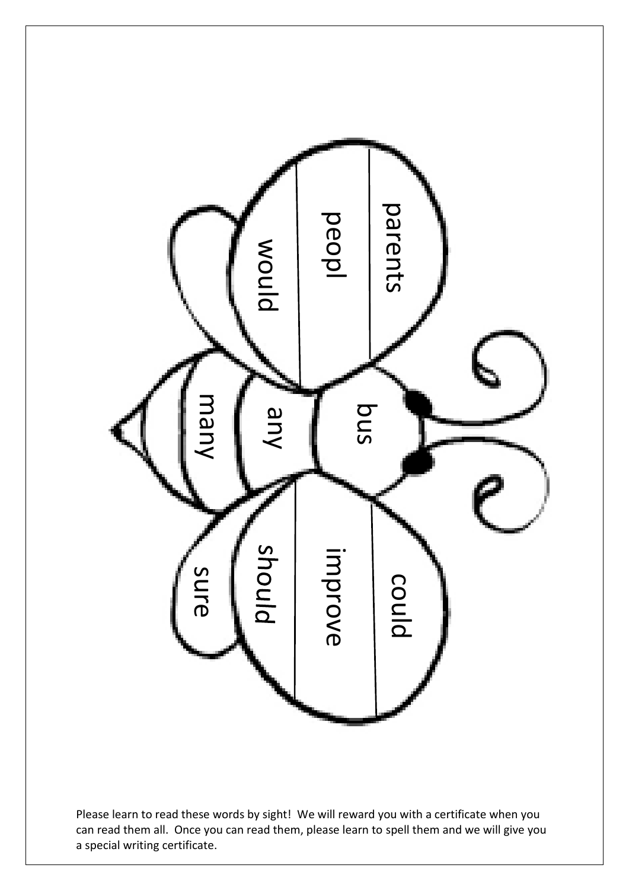parents

peopl

would

bus

any

many

could

improve

should

sure

Please learn to read these words by sight! We will reward you with a certificate when you can read them all. Once you can read them, please learn to spell them and we will give you a special writing certificate.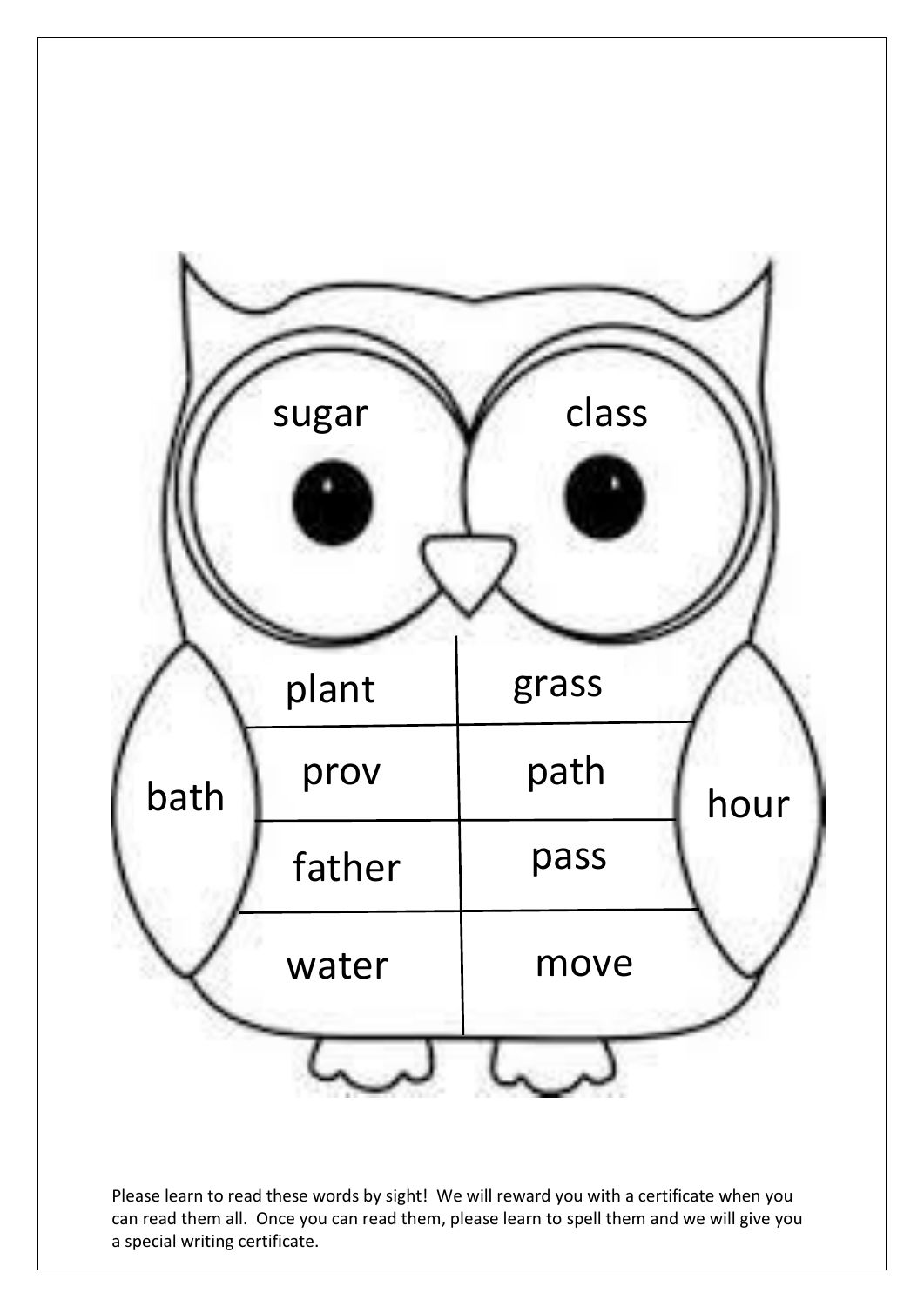sugar

class

plant

grass

bath

prov

path

hour

father

pass

water

move

Please learn to read these words by sight! We will reward you with a certificate when you can read them all. Once you can read them, please learn to spell them and we will give you a special writing certificate.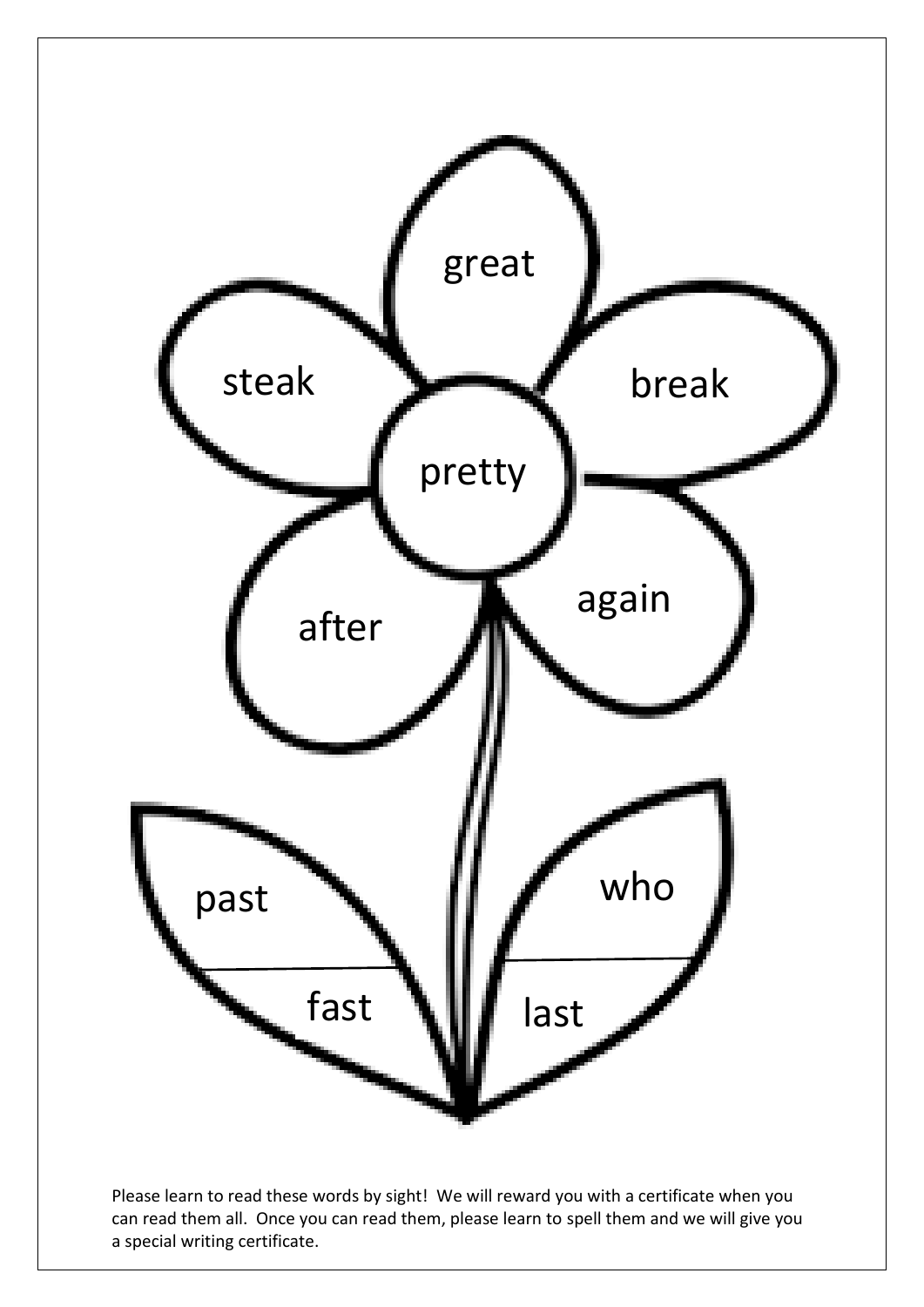great

steak

break

pretty

after

again

past

fast

who

last

Please learn to read these words by sight! We will reward you with a certificate when you can read them all. Once you can read them, please learn to spell them and we will give you a special writing certificate.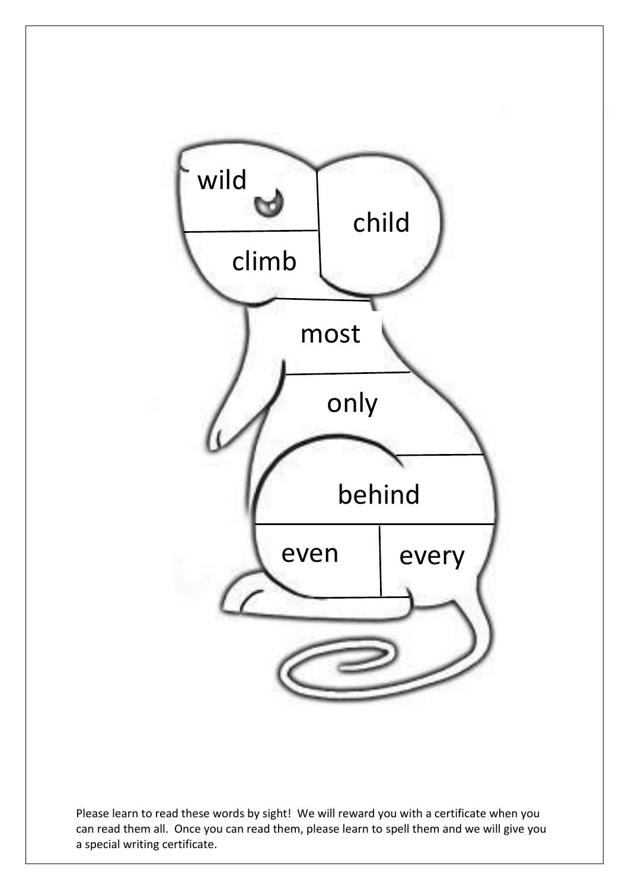wild

child

climb

most

only

behind

even

every

Please learn to read these words by sight! We will reward you with a certificate when you can read them all. Once you can read them, please learn to spell them and we will give you a special writing certificate.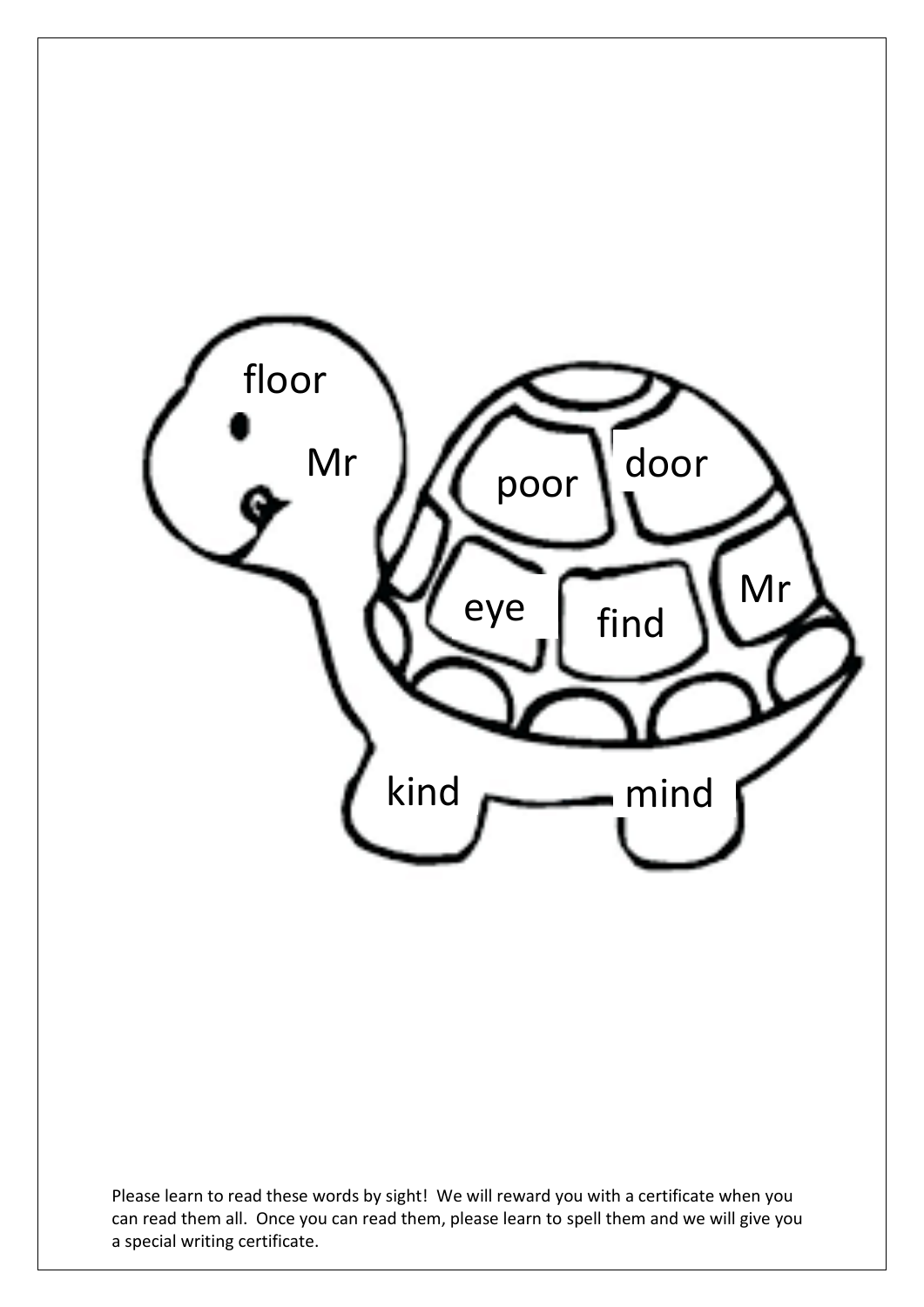floor

Mr

poor

door

eye

find

Mr

kind

mind

Please learn to read these words by sight! We will reward you with a certificate when you can read them all. Once you can read them, please learn to spell them and we will give you a special writing certificate.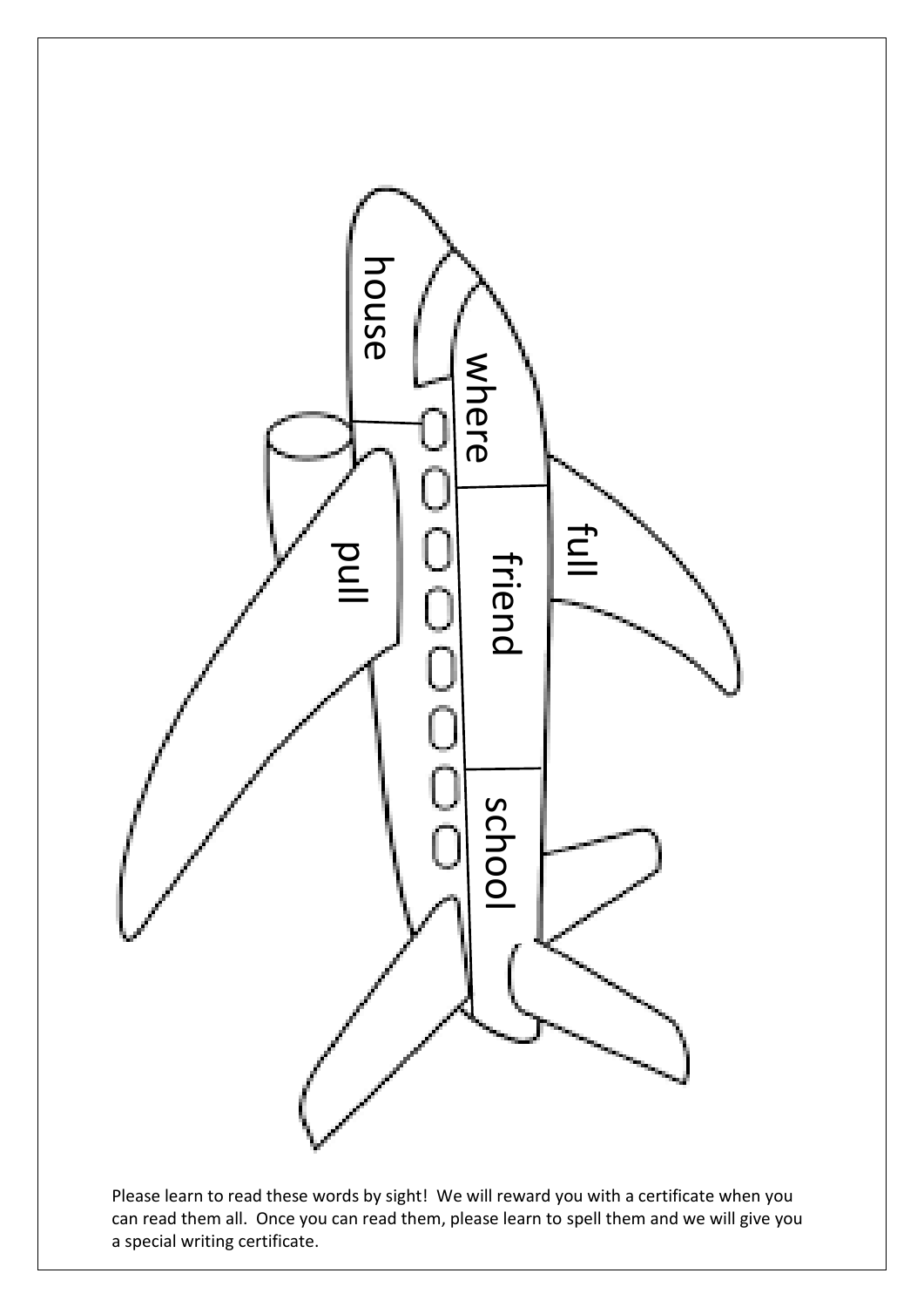house

where

full

pull

friend

school

Please learn to read these words by sight! We will reward you with a certificate when you can read them all. Once you can read them, please learn to spell them and we will give you a special writing certificate.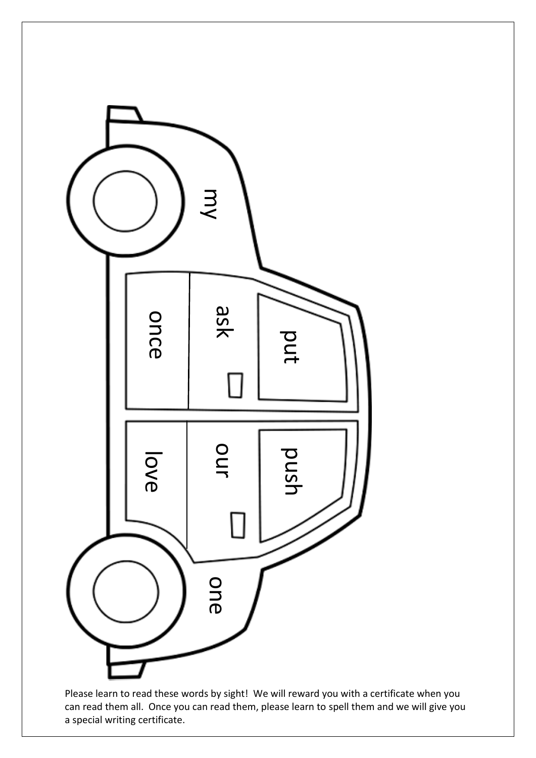my

once

ask

put

love

our

push

one

Please learn to read these words by sight! We will reward you with a certificate when you can read them all. Once you can read them, please learn to spell them and we will give you a special writing certificate.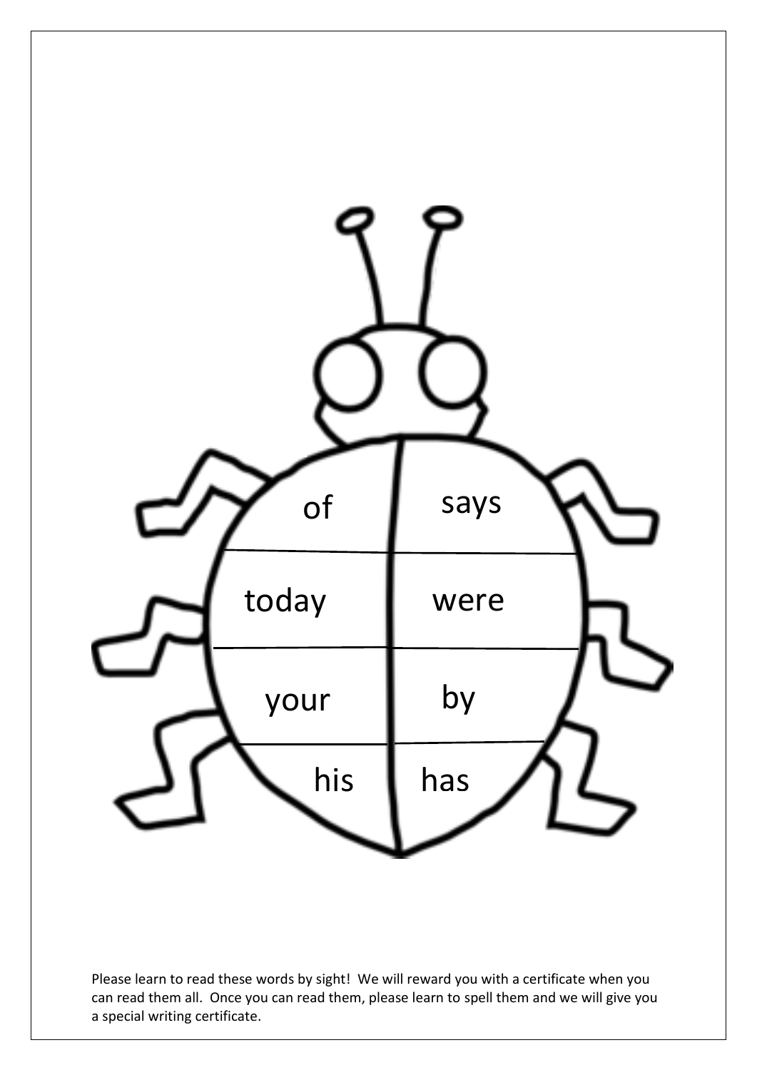| | |
|---|---|
| of | says |
| today | were |
| your | by |
| his | has |

Please learn to read these words by sight! We will reward you with a certificate when you can read them all. Once you can read them, please learn to spell them and we will give you a special writing certificate.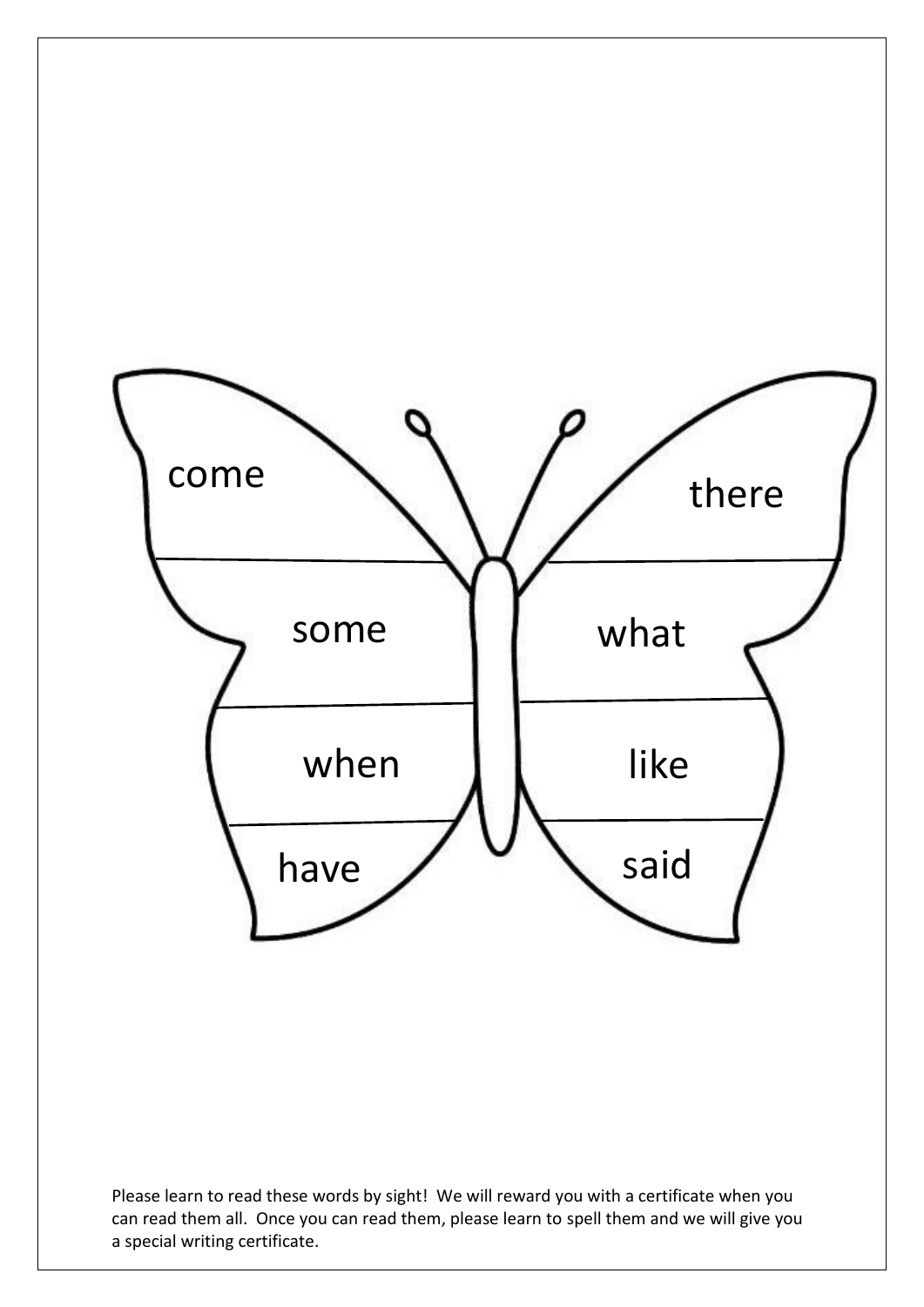come

there

some

what

when

like

have

said

Please learn to read these words by sight! We will reward you with a certificate when you can read them all. Once you can read them, please learn to spell them and we will give you a special writing certificate.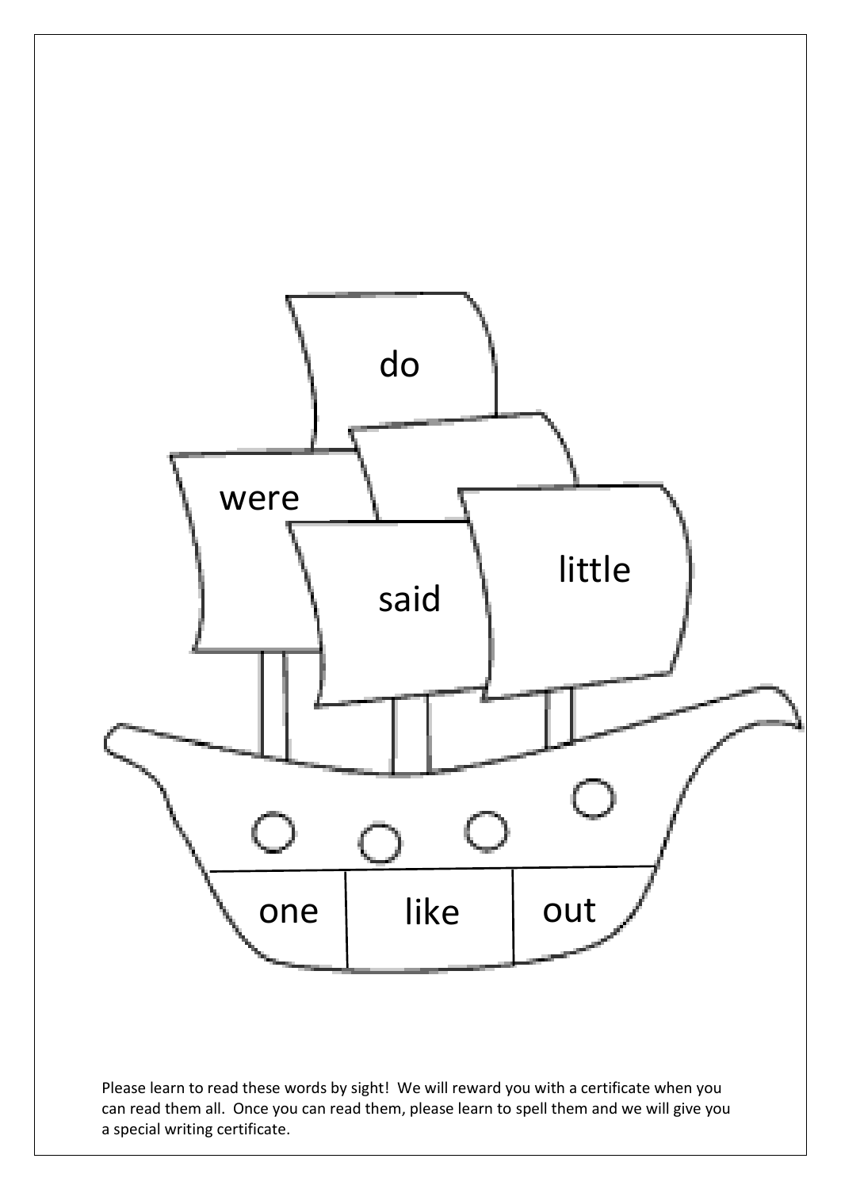do

were

said

little

one | like | out

Please learn to read these words by sight! We will reward you with a certificate when you can read them all. Once you can read them, please learn to spell them and we will give you a special writing certificate.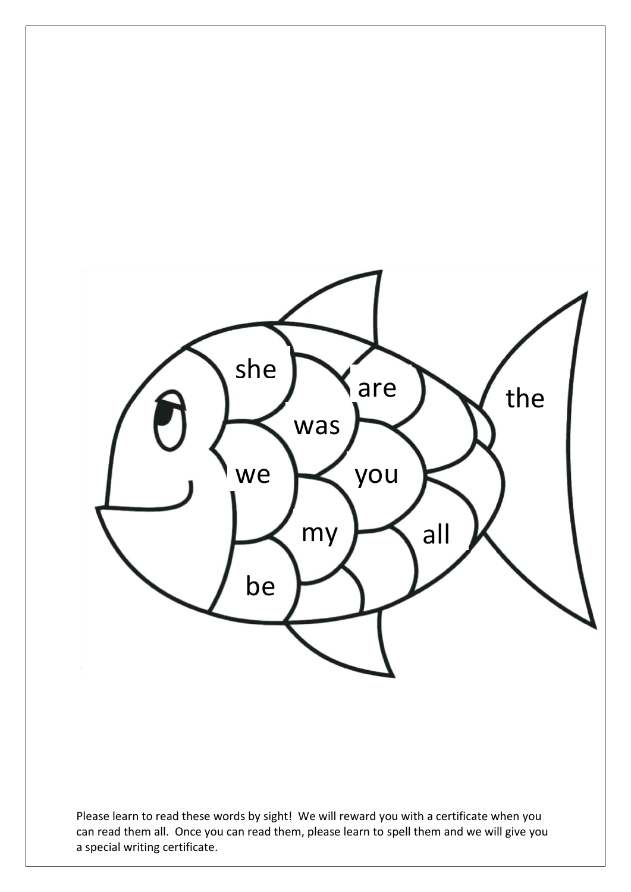she

are

the

was

we

you

my

all

be

Please learn to read these words by sight! We will reward you with a certificate when you can read them all. Once you can read them, please learn to spell them and we will give you a special writing certificate.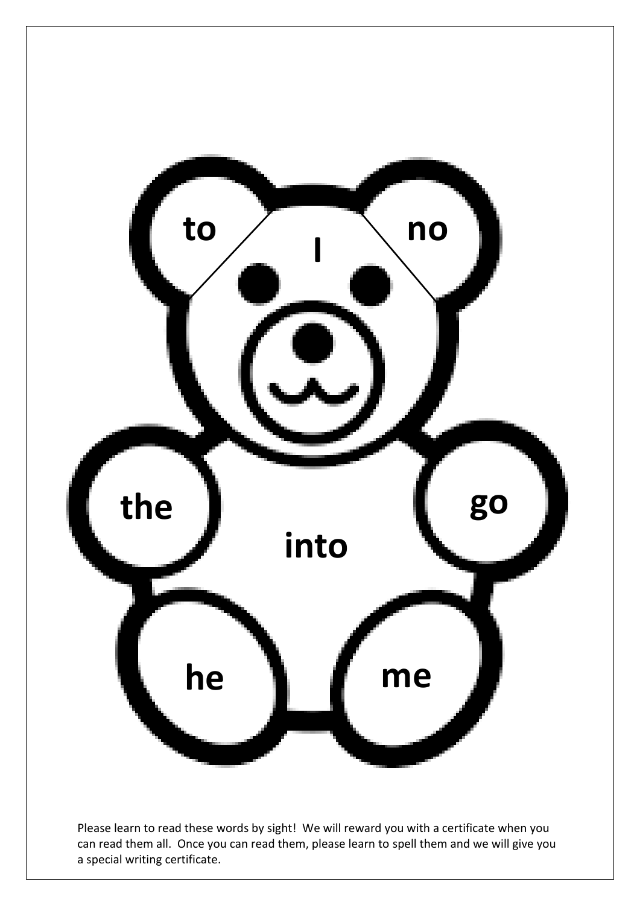to

I

no

the

go

into

he

me

Please learn to read these words by sight! We will reward you with a certificate when you can read them all. Once you can read them, please learn to spell them and we will give you a special writing certificate.